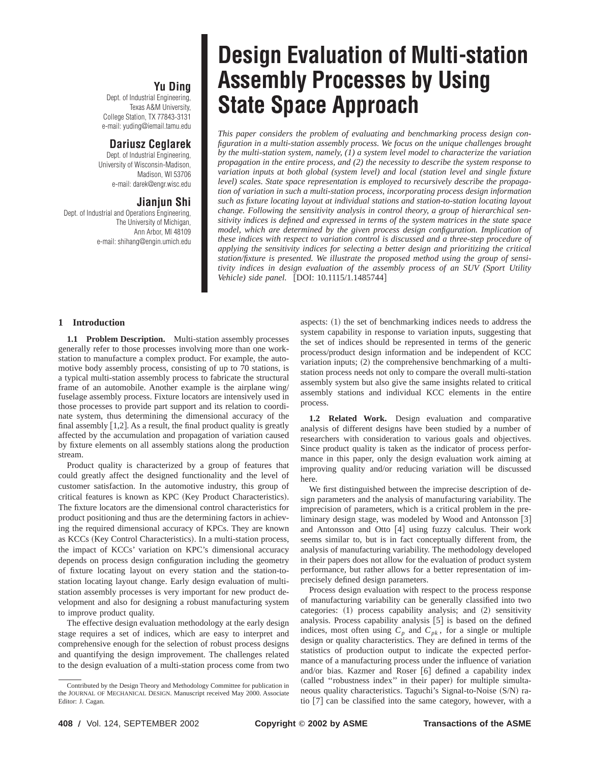# Design Evaluation of Multi-station Assembly Processes by Using State Space Approach

**Yu Ding**
Dept. of Industrial Engineering,
Texas A&M University,
College Station, TX 77843-3131
e-mail: yuding@iemail.tamu.edu

**Dariusz Ceglarek**
Dept. of Industrial Engineering,
University of Wisconsin-Madison,
Madison, WI 53706
e-mail: darek@engr.wisc.edu

**Jianjun Shi**
Dept. of Industrial and Operations Engineering,
The University of Michigan,
Ann Arbor, MI 48109
e-mail: shihang@engin.umich.edu

*This paper considers the problem of evaluating and benchmarking process design configuration in a multi-station assembly process. We focus on the unique challenges brought by the multi-station system, namely, (1) a system level model to characterize the variation propagation in the entire process, and (2) the necessity to describe the system response to variation inputs at both global (system level) and local (station level and single fixture level) scales. State space representation is employed to recursively describe the propagation of variation in such a multi-station process, incorporating process design information such as fixture locating layout at individual stations and station-to-station locating layout change. Following the sensitivity analysis in control theory, a group of hierarchical sensitivity indices is defined and expressed in terms of the system matrices in the state space model, which are determined by the given process design configuration. Implication of these indices with respect to variation control is discussed and a three-step procedure of applying the sensitivity indices for selecting a better design and prioritizing the critical station/fixture is presented. We illustrate the proposed method using the group of sensitivity indices in design evaluation of the assembly process of an SUV (Sport Utility Vehicle) side panel.* [DOI: 10.1115/1.1485744]

## 1 Introduction

**1.1 Problem Description.** Multi-station assembly processes generally refer to those processes involving more than one workstation to manufacture a complex product. For example, the automotive body assembly process, consisting of up to 70 stations, is a typical multi-station assembly process to fabricate the structural frame of an automobile. Another example is the airplane wing/fuselage assembly process. Fixture locators are intensively used in those processes to provide part support and its relation to coordinate system, thus determining the dimensional accuracy of the final assembly [1,2]. As a result, the final product quality is greatly affected by the accumulation and propagation of variation caused by fixture elements on all assembly stations along the production stream.

Product quality is characterized by a group of features that could greatly affect the designed functionality and the level of customer satisfaction. In the automotive industry, this group of critical features is known as KPC (Key Product Characteristics). The fixture locators are the dimensional control characteristics for product positioning and thus are the determining factors in achieving the required dimensional accuracy of KPCs. They are known as KCCs (Key Control Characteristics). In a multi-station process, the impact of KCCs' variation on KPC's dimensional accuracy depends on process design configuration including the geometry of fixture locating layout on every station and the station-to-station locating layout change. Early design evaluation of multi-station assembly processes is very important for new product development and also for designing a robust manufacturing system to improve product quality.

The effective design evaluation methodology at the early design stage requires a set of indices, which are easy to interpret and comprehensive enough for the selection of robust process designs and quantifying the design improvement. The challenges related to the design evaluation of a multi-station process come from two aspects: (1) the set of benchmarking indices needs to address the system capability in response to variation inputs, suggesting that the set of indices should be represented in terms of the generic process/product design information and be independent of KCC variation inputs; (2) the comprehensive benchmarking of a multi-station process needs not only to compare the overall multi-station assembly system but also give the same insights related to critical assembly stations and individual KCC elements in the entire process.

**1.2 Related Work.** Design evaluation and comparative analysis of different designs have been studied by a number of researchers with consideration to various goals and objectives. Since product quality is taken as the indicator of process performance in this paper, only the design evaluation work aiming at improving quality and/or reducing variation will be discussed here.

We first distinguished between the imprecise description of design parameters and the analysis of manufacturing variability. The imprecision of parameters, which is a critical problem in the preliminary design stage, was modeled by Wood and Antonsson [3] and Antonsson and Otto [4] using fuzzy calculus. Their work seems similar to, but is in fact conceptually different from, the analysis of manufacturing variability. The methodology developed in their papers does not allow for the evaluation of product system performance, but rather allows for a better representation of imprecisely defined design parameters.

Process design evaluation with respect to the process response of manufacturing variability can be generally classified into two categories: (1) process capability analysis; and (2) sensitivity analysis. Process capability analysis [5] is based on the defined indices, most often using $C_p$ and $C_{pk}$, for a single or multiple design or quality characteristics. They are defined in terms of the statistics of production output to indicate the expected performance of a manufacturing process under the influence of variation and/or bias. Kazmer and Roser [6] defined a capability index (called "robustness index" in their paper) for multiple simultaneous quality characteristics. Taguchi's Signal-to-Noise (S/N) ratio [7] can be classified into the same category, however, with a

Contributed by the Design Theory and Methodology Committee for publication in the JOURNAL OF MECHANICAL DESIGN. Manuscript received May 2000. Associate Editor: J. Cagan.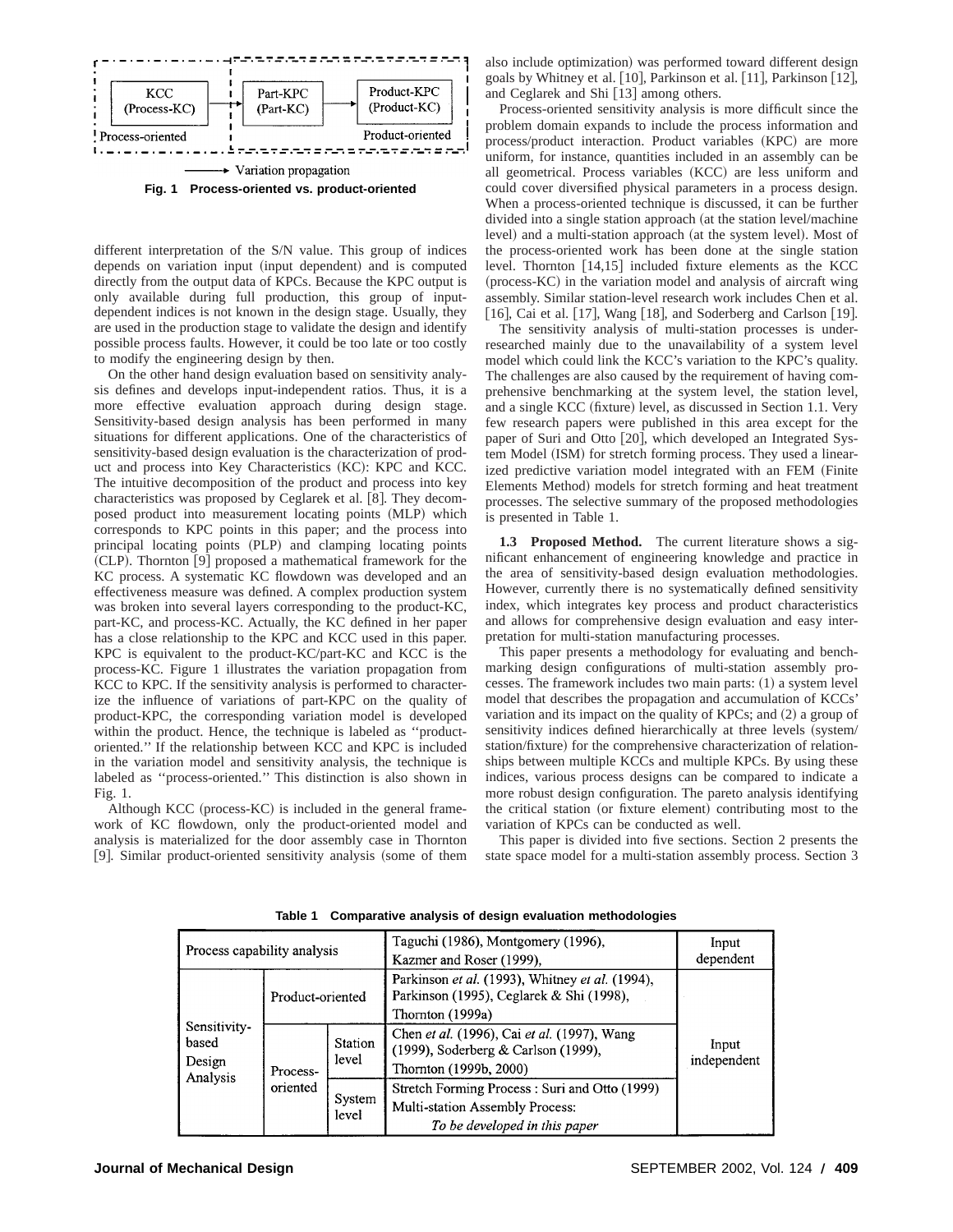Fig. 1 Process-oriented vs. product-oriented

different interpretation of the S/N value. This group of indices depends on variation input (input dependent) and is computed directly from the output data of KPCs. Because the KPC output is only available during full production, this group of input-dependent indices is not known in the design stage. Usually, they are used in the production stage to validate the design and identify possible process faults. However, it could be too late or too costly to modify the engineering design by then.

On the other hand design evaluation based on sensitivity analysis defines and develops input-independent ratios. Thus, it is a more effective evaluation approach during design stage. Sensitivity-based design analysis has been performed in many situations for different applications. One of the characteristics of sensitivity-based design evaluation is the characterization of product and process into Key Characteristics (KC): KPC and KCC. The intuitive decomposition of the product and process into key characteristics was proposed by Ceglarek et al. [8]. They decomposed product into measurement locating points (MLP) which corresponds to KPC points in this paper; and the process into principal locating points (PLP) and clamping locating points (CLP). Thornton [9] proposed a mathematical framework for the KC process. A systematic KC flowdown was developed and an effectiveness measure was defined. A complex production system was broken into several layers corresponding to the product-KC, part-KC, and process-KC. Actually, the KC defined in her paper has a close relationship to the KPC and KCC used in this paper. KPC is equivalent to the product-KC/part-KC and KCC is the process-KC. Figure 1 illustrates the variation propagation from KCC to KPC. If the sensitivity analysis is performed to characterize the influence of variations of part-KPC on the quality of product-KPC, the corresponding variation model is developed within the product. Hence, the technique is labeled as "product-oriented." If the relationship between KCC and KPC is included in the variation model and sensitivity analysis, the technique is labeled as "process-oriented." This distinction is also shown in Fig. 1.

Although KCC (process-KC) is included in the general framework of KC flowdown, only the product-oriented model and analysis is materialized for the door assembly case in Thornton [9]. Similar product-oriented sensitivity analysis (some of them also include optimization) was performed toward different design goals by Whitney et al. [10], Parkinson et al. [11], Parkinson [12], and Ceglarek and Shi [13] among others.

Process-oriented sensitivity analysis is more difficult since the problem domain expands to include the process information and process/product interaction. Product variables (KPC) are more uniform, for instance, quantities included in an assembly can be all geometrical. Process variables (KCC) are less uniform and could cover diversified physical parameters in a process design. When a process-oriented technique is discussed, it can be further divided into a single station approach (at the station level/machine level) and a multi-station approach (at the system level). Most of the process-oriented work has been done at the single station level. Thornton [14,15] included fixture elements as the KCC (process-KC) in the variation model and analysis of aircraft wing assembly. Similar station-level research work includes Chen et al. [16], Cai et al. [17], Wang [18], and Soderberg and Carlson [19].

The sensitivity analysis of multi-station processes is under-researched mainly due to the unavailability of a system level model which could link the KCC's variation to the KPC's quality. The challenges are also caused by the requirement of having comprehensive benchmarking at the system level, the station level, and a single KCC (fixture) level, as discussed in Section 1.1. Very few research papers were published in this area except for the paper of Suri and Otto [20], which developed an Integrated System Model (ISM) for stretch forming process. They used a linearized predictive variation model integrated with an FEM (Finite Elements Method) models for stretch forming and heat treatment processes. The selective summary of the proposed methodologies is presented in Table 1.

**1.3 Proposed Method.** The current literature shows a significant enhancement of engineering knowledge and practice in the area of sensitivity-based design evaluation methodologies. However, currently there is no systematically defined sensitivity index, which integrates key process and product characteristics and allows for comprehensive design evaluation and easy interpretation for multi-station manufacturing processes.

This paper presents a methodology for evaluating and benchmarking design configurations of multi-station assembly processes. The framework includes two main parts: (1) a system level model that describes the propagation and accumulation of KCCs' variation and its impact on the quality of KPCs; and (2) a group of sensitivity indices defined hierarchically at three levels (system/station/fixture) for the comprehensive characterization of relationships between multiple KCCs and multiple KPCs. By using these indices, various process designs can be compared to indicate a more robust design configuration. The pareto analysis identifying the critical station (or fixture element) contributing most to the variation of KPCs can be conducted as well.

This paper is divided into five sections. Section 2 presents the state space model for a multi-station assembly process. Section 3

**Table 1 Comparative analysis of design evaluation methodologies**

| Process capability analysis | | | Taguchi (1986), Montgomery (1996), Kazmer and Roser (1999), | Input dependent |
|---|---|---|---|---|
| Sensitivity-based Design Analysis | Product-oriented | | Parkinson *et al.* (1993), Whitney *et al.* (1994), Parkinson (1995), Ceglarek & Shi (1998), Thornton (1999a) | Input independent |
| | Process-oriented | Station level | Chen *et al.* (1996), Cai *et al.* (1997), Wang (1999), Soderberg & Carlson (1999), Thornton (1999b, 2000) | |
| | | System level | Stretch Forming Process : Suri and Otto (1999) Multi-station Assembly Process: *To be developed in this paper* | |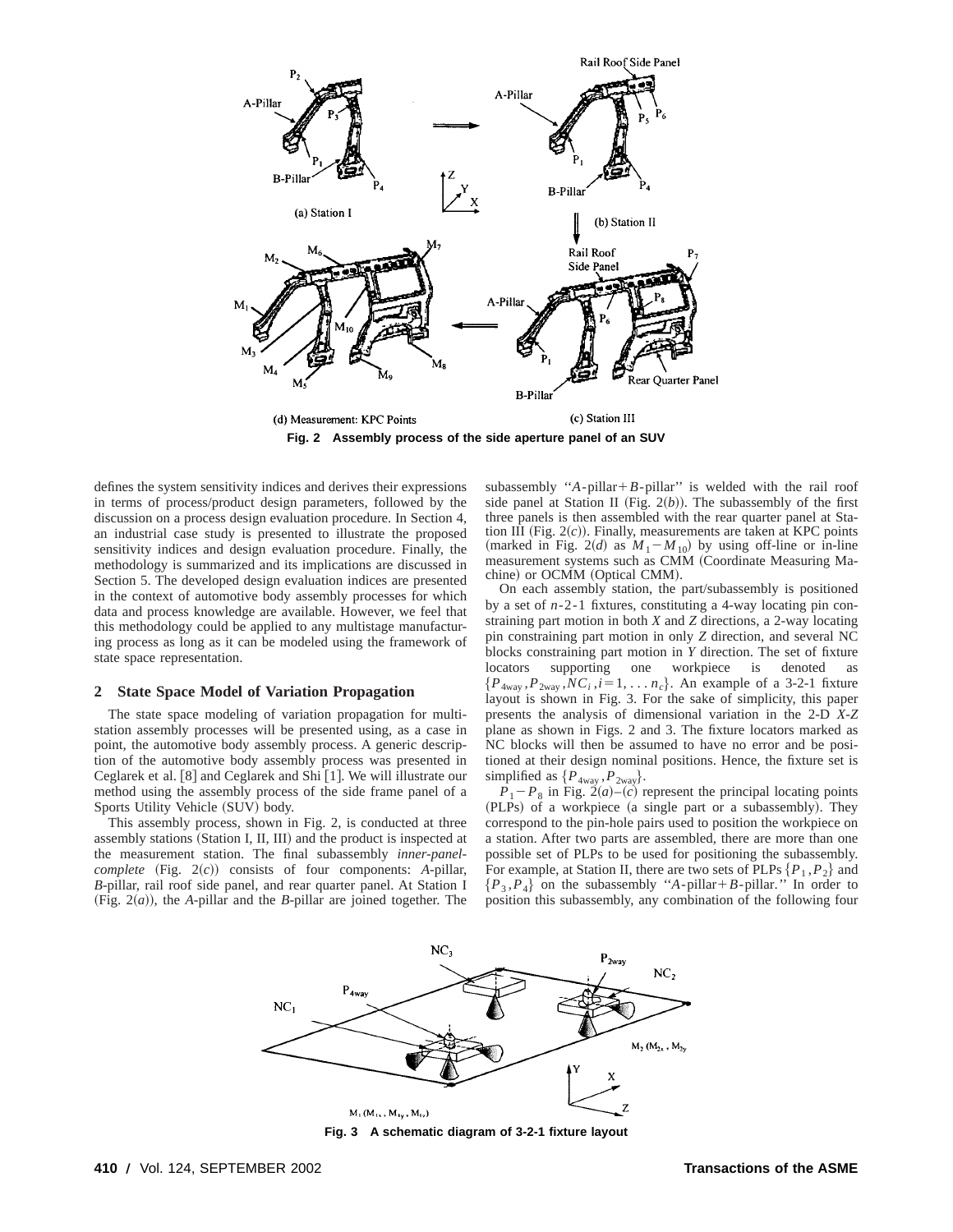Fig. 2 Assembly process of the side aperture panel of an SUV

defines the system sensitivity indices and derives their expressions in terms of process/product design parameters, followed by the discussion on a process design evaluation procedure. In Section 4, an industrial case study is presented to illustrate the proposed sensitivity indices and design evaluation procedure. Finally, the methodology is summarized and its implications are discussed in Section 5. The developed design evaluation indices are presented in the context of automotive body assembly processes for which data and process knowledge are available. However, we feel that this methodology could be applied to any multistage manufacturing process as long as it can be modeled using the framework of state space representation.

## 2 State Space Model of Variation Propagation

The state space modeling of variation propagation for multistation assembly processes will be presented using, as a case in point, the automotive body assembly process. A generic description of the automotive body assembly process was presented in Ceglarek et al. [8] and Ceglarek and Shi [1]. We will illustrate our method using the assembly process of the side frame panel of a Sports Utility Vehicle (SUV) body.

This assembly process, shown in Fig. 2, is conducted at three assembly stations (Station I, II, III) and the product is inspected at the measurement station. The final subassembly *inner-panel-complete* (Fig. 2(*c*)) consists of four components: *A*-pillar, *B*-pillar, rail roof side panel, and rear quarter panel. At Station I (Fig. 2(*a*)), the *A*-pillar and the *B*-pillar are joined together. The subassembly "*A*-pillar+*B*-pillar" is welded with the rail roof side panel at Station II (Fig. 2(*b*)). The subassembly of the first three panels is then assembled with the rear quarter panel at Station III (Fig. 2(*c*)). Finally, measurements are taken at KPC points (marked in Fig. 2(*d*) as $M_1 - M_{10}$) by using off-line or in-line measurement systems such as CMM (Coordinate Measuring Machine) or OCMM (Optical CMM).

On each assembly station, the part/subassembly is positioned by a set of *n*-2-1 fixtures, constituting a 4-way locating pin constraining part motion in both *X* and *Z* directions, a 2-way locating pin constraining part motion in only *Z* direction, and several NC blocks constraining part motion in *Y* direction. The set of fixture locators supporting one workpiece is denoted as $\{P_{4\text{way}}, P_{2\text{way}}, NC_i, i=1, \ldots n_c\}$. An example of a 3-2-1 fixture layout is shown in Fig. 3. For the sake of simplicity, this paper presents the analysis of dimensional variation in the 2-D *X-Z* plane as shown in Figs. 2 and 3. The fixture locators marked as NC blocks will then be assumed to have no error and be positioned at their design nominal positions. Hence, the fixture set is simplified as $\{P_{4\text{way}}, P_{2\text{way}}\}$.

$P_1 - P_8$ in Fig. 2(*a*)–(*c*) represent the principal locating points (PLPs) of a workpiece (a single part or a subassembly). They correspond to the pin-hole pairs used to position the workpiece on a station. After two parts are assembled, there are more than one possible set of PLPs to be used for positioning the subassembly. For example, at Station II, there are two sets of PLPs $\{P_1, P_2\}$ and $\{P_3, P_4\}$ on the subassembly "*A*-pillar+*B*-pillar." In order to position this subassembly, any combination of the following four

Fig. 3 A schematic diagram of 3-2-1 fixture layout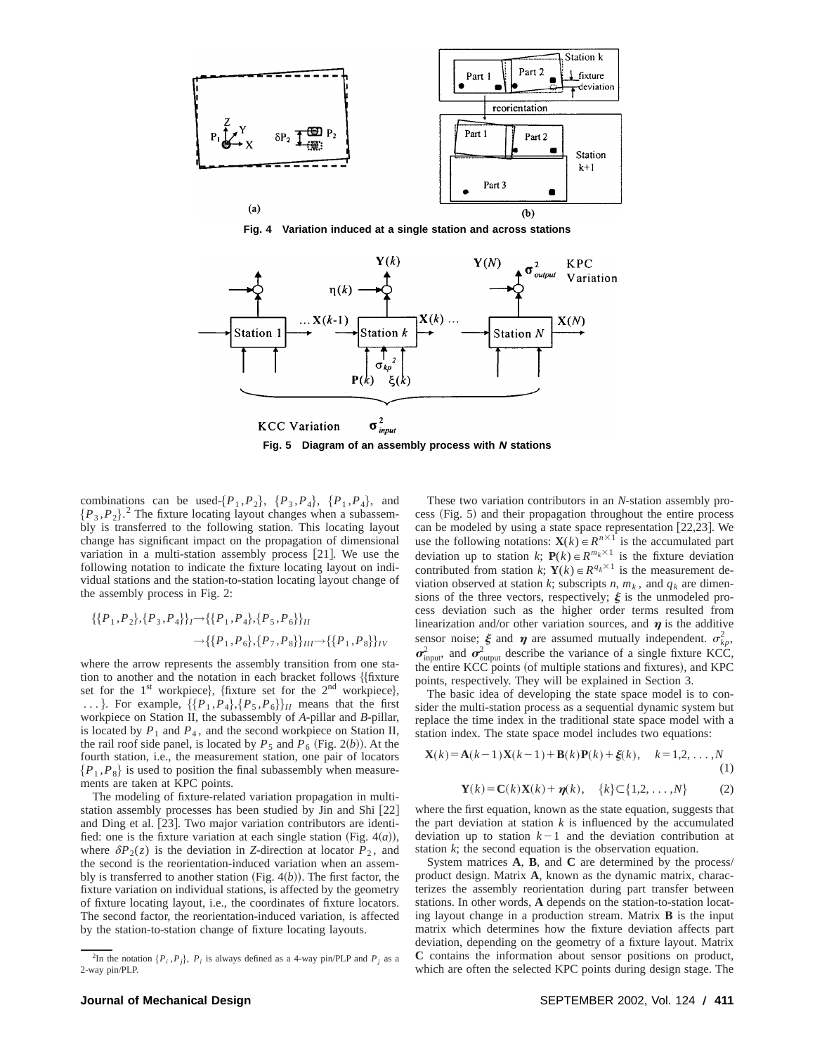Fig. 4 Variation induced at a single station and across stations

Fig. 5 Diagram of an assembly process with *N* stations

combinations can be used-$\{P_1, P_2\}$, $\{P_3, P_4\}$, $\{P_1, P_4\}$, and $\{P_3, P_2\}$.[2] The fixture locating layout changes when a subassembly is transferred to the following station. This locating layout change has significant impact on the propagation of dimensional variation in a multi-station assembly process [21]. We use the following notation to indicate the fixture locating layout on individual stations and the station-to-station locating layout change of the assembly process in Fig. 2:

$$\{\{P_1,P_2\},\{P_3,P_4\}\}_I \rightarrow \{\{P_1,P_4\},\{P_5,P_6\}\}_{II}$$
$$\rightarrow \{\{P_1,P_6\},\{P_7,P_8\}\}_{III} \rightarrow \{\{P_1,P_8\}\}_{IV}$$

where the arrow represents the assembly transition from one station to another and the notation in each bracket follows {{fixture set for the 1st workpiece}, {fixture set for the 2nd workpiece}, ...}. For example, $\{\{P_1,P_4\},\{P_5,P_6\}\}_{II}$ means that the first workpiece on Station II, the subassembly of *A*-pillar and *B*-pillar, is located by $P_1$ and $P_4$, and the second workpiece on Station II, the rail roof side panel, is located by $P_5$ and $P_6$ (Fig. 2(*b*)). At the fourth station, i.e., the measurement station, one pair of locators $\{P_1, P_8\}$ is used to position the final subassembly when measurements are taken at KPC points.

The modeling of fixture-related variation propagation in multi-station assembly processes has been studied by Jin and Shi [22] and Ding et al. [23]. Two major variation contributors are identified: one is the fixture variation at each single station (Fig. 4(*a*)), where $\delta P_2(z)$ is the deviation in *Z*-direction at locator $P_2$, and the second is the reorientation-induced variation when an assembly is transferred to another station (Fig. 4(*b*)). The first factor, the fixture variation on individual stations, is affected by the geometry of fixture locating layout, i.e., the coordinates of fixture locators. The second factor, the reorientation-induced variation, is affected by the station-to-station change of fixture locating layouts.

[2] In the notation $\{P_i, P_j\}$, $P_i$ is always defined as a 4-way pin/PLP and $P_j$ as a 2-way pin/PLP.

These two variation contributors in an *N*-station assembly process (Fig. 5) and their propagation throughout the entire process can be modeled by using a state space representation [22,23]. We use the following notations: $\mathbf{X}(k) \in R^{n\times 1}$ is the accumulated part deviation up to station *k*; $\mathbf{P}(k) \in R^{m_k \times 1}$ is the fixture deviation contributed from station *k*; $\mathbf{Y}(k) \in R^{q_k \times 1}$ is the measurement deviation observed at station *k*; subscripts *n*, $m_k$, and $q_k$ are dimensions of the three vectors, respectively; $\boldsymbol{\xi}$ is the unmodeled process deviation such as the higher order terms resulted from linearization and/or other variation sources, and $\boldsymbol{\eta}$ is the additive sensor noise; $\boldsymbol{\xi}$ and $\boldsymbol{\eta}$ are assumed mutually independent. $\sigma_{kp}^2$, $\boldsymbol{\sigma}_{\text{input}}^2$, and $\boldsymbol{\sigma}_{\text{output}}^2$ describe the variance of a single fixture KCC, the entire KCC points (of multiple stations and fixtures), and KPC points, respectively. They will be explained in Section 3.

The basic idea of developing the state space model is to consider the multi-station process as a sequential dynamic system but replace the time index in the traditional state space model with a station index. The state space model includes two equations:

$$\mathbf{X}(k) = \mathbf{A}(k-1)\mathbf{X}(k-1) + \mathbf{B}(k)\mathbf{P}(k) + \boldsymbol{\xi}(k), \quad k = 1,2,\ldots,N \tag{1}$$

$$\mathbf{Y}(k) = \mathbf{C}(k)\mathbf{X}(k) + \boldsymbol{\eta}(k), \quad \{k\} \subset \{1,2,\ldots,N\} \tag{2}$$

where the first equation, known as the state equation, suggests that the part deviation at station *k* is influenced by the accumulated deviation up to station $k-1$ and the deviation contribution at station *k*; the second equation is the observation equation.

System matrices **A**, **B**, and **C** are determined by the process/product design. Matrix **A**, known as the dynamic matrix, characterizes the assembly reorientation during part transfer between stations. In other words, **A** depends on the station-to-station locating layout change in a production stream. Matrix **B** is the input matrix which determines how the fixture deviation affects part deviation, depending on the geometry of a fixture layout. Matrix **C** contains the information about sensor positions on product, which are often the selected KPC points during design stage. The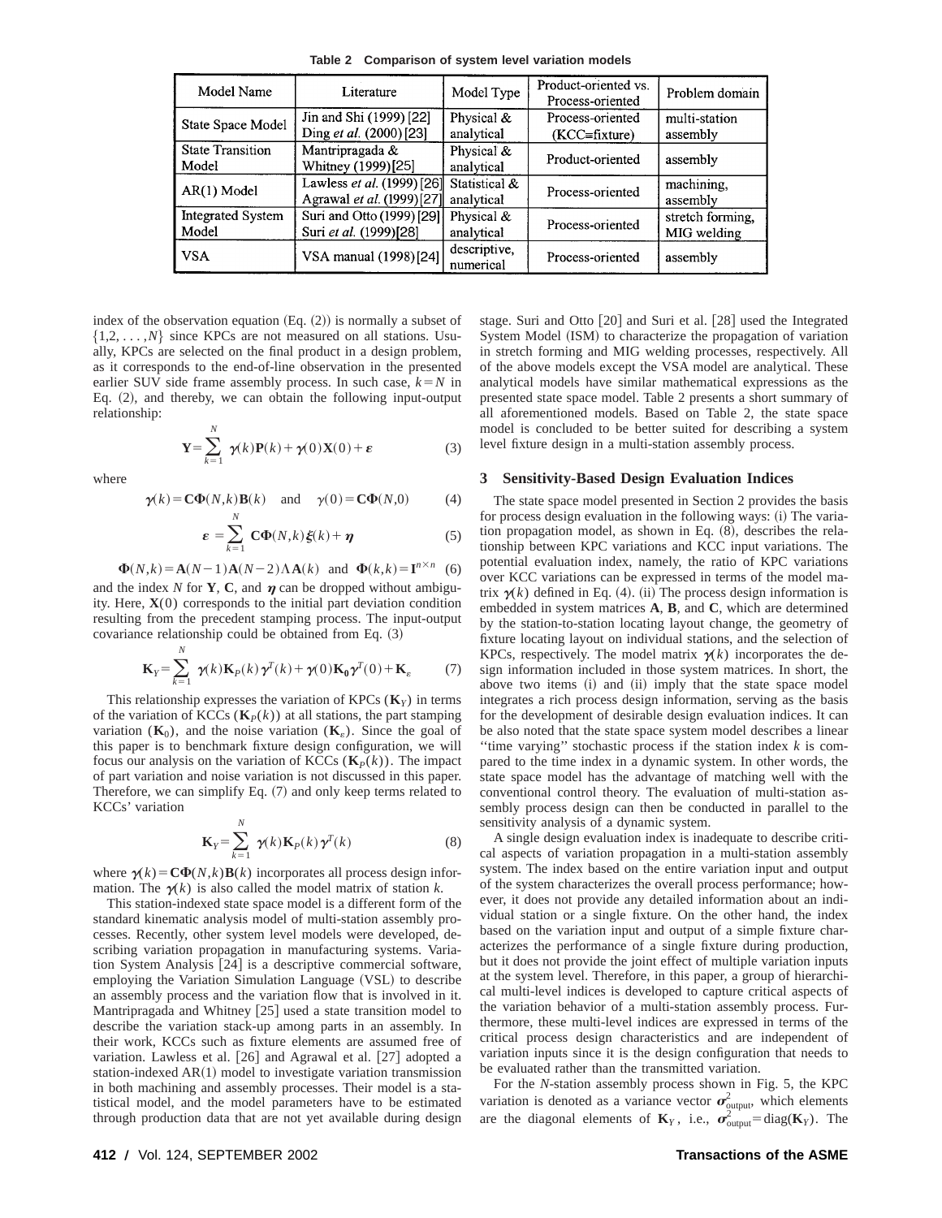**Table 2 Comparison of system level variation models**

| Model Name | Literature | Model Type | Product-oriented vs. Process-oriented | Problem domain |
| --- | --- | --- | --- | --- |
| State Space Model | Jin and Shi (1999) [22] Ding *et al.* (2000) [23] | Physical & analytical | Process-oriented (KCC≡fixture) | multi-station assembly |
| State Transition Model | Mantripragada & Whitney (1999)[25] | Physical & analytical | Product-oriented | assembly |
| AR(1) Model | Lawless *et al.* (1999) [26] Agrawal *et al.* (1999) [27] | Statistical & analytical | Process-oriented | machining, assembly |
| Integrated System Model | Suri and Otto (1999) [29] Suri *et al.* (1999)[28] | Physical & analytical | Process-oriented | stretch forming, MIG welding |
| VSA | VSA manual (1998) [24] | descriptive, numerical | Process-oriented | assembly |

index of the observation equation (Eq. (2)) is normally a subset of $\{1,2,\ldots,N\}$ since KPCs are not measured on all stations. Usually, KPCs are selected on the final product in a design problem, as it corresponds to the end-of-line observation in the presented earlier SUV side frame assembly process. In such case, $k=N$ in Eq. (2), and thereby, we can obtain the following input-output relationship:

$$\mathbf{Y}=\sum_{k=1}^{N} \boldsymbol{\gamma}(k)\mathbf{P}(k)+\boldsymbol{\gamma}(0)\mathbf{X}(0)+\boldsymbol{\varepsilon} \tag{3}$$

where

$$\boldsymbol{\gamma}(k)=\mathbf{C}\boldsymbol{\Phi}(N,k)\mathbf{B}(k) \quad \text{and} \quad \gamma(0)=\mathbf{C}\boldsymbol{\Phi}(N,0) \tag{4}$$

$$\boldsymbol{\varepsilon}=\sum_{k=1}^{N} \mathbf{C}\boldsymbol{\Phi}(N,k)\boldsymbol{\xi}(k)+\boldsymbol{\eta} \tag{5}$$

$$\boldsymbol{\Phi}(N,k)=\mathbf{A}(N-1)\mathbf{A}(N-2)\Lambda\mathbf{A}(k) \quad \text{and} \quad \boldsymbol{\Phi}(k,k)=\mathbf{I}^{n\times n} \tag{6}$$

and the index $N$ for $\mathbf{Y}$, $\mathbf{C}$, and $\boldsymbol{\eta}$ can be dropped without ambiguity. Here, $\mathbf{X}(0)$ corresponds to the initial part deviation condition resulting from the precedent stamping process. The input-output covariance relationship could be obtained from Eq. (3)

$$\mathbf{K}_Y=\sum_{k=1}^{N} \boldsymbol{\gamma}(k)\mathbf{K}_P(k)\boldsymbol{\gamma}^T(k)+\boldsymbol{\gamma}(0)\mathbf{K_0}\boldsymbol{\gamma}^T(0)+\mathbf{K}_\varepsilon \tag{7}$$

This relationship expresses the variation of KPCs ($\mathbf{K}_Y$) in terms of the variation of KCCs ($\mathbf{K}_P(k)$) at all stations, the part stamping variation ($\mathbf{K}_0$), and the noise variation ($\mathbf{K}_\varepsilon$). Since the goal of this paper is to benchmark fixture design configuration, we will focus our analysis on the variation of KCCs ($\mathbf{K}_P(k)$). The impact of part variation and noise variation is not discussed in this paper. Therefore, we can simplify Eq. (7) and only keep terms related to KCCs' variation

$$\mathbf{K}_Y=\sum_{k=1}^{N} \boldsymbol{\gamma}(k)\mathbf{K}_P(k)\boldsymbol{\gamma}^T(k) \tag{8}$$

where $\boldsymbol{\gamma}(k)=\mathbf{C}\boldsymbol{\Phi}(N,k)\mathbf{B}(k)$ incorporates all process design information. The $\boldsymbol{\gamma}(k)$ is also called the model matrix of station $k$.

This station-indexed state space model is a different form of the standard kinematic analysis model of multi-station assembly processes. Recently, other system level models were developed, describing variation propagation in manufacturing systems. Variation System Analysis [24] is a descriptive commercial software, employing the Variation Simulation Language (VSL) to describe an assembly process and the variation flow that is involved in it. Mantripragada and Whitney [25] used a state transition model to describe the variation stack-up among parts in an assembly. In their work, KCCs such as fixture elements are assumed free of variation. Lawless et al. [26] and Agrawal et al. [27] adopted a station-indexed AR(1) model to investigate variation transmission in both machining and assembly processes. Their model is a statistical model, and the model parameters have to be estimated through production data that are not yet available during design stage. Suri and Otto [20] and Suri et al. [28] used the Integrated System Model (ISM) to characterize the propagation of variation in stretch forming and MIG welding processes, respectively. All of the above models except the VSA model are analytical. These analytical models have similar mathematical expressions as the presented state space model. Table 2 presents a short summary of all aforementioned models. Based on Table 2, the state space model is concluded to be better suited for describing a system level fixture design in a multi-station assembly process.

## 3 Sensitivity-Based Design Evaluation Indices

The state space model presented in Section 2 provides the basis for process design evaluation in the following ways: (i) The variation propagation model, as shown in Eq. (8), describes the relationship between KPC variations and KCC input variations. The potential evaluation index, namely, the ratio of KPC variations over KCC variations can be expressed in terms of the model matrix $\boldsymbol{\gamma}(k)$ defined in Eq. (4). (ii) The process design information is embedded in system matrices $\mathbf{A}$, $\mathbf{B}$, and $\mathbf{C}$, which are determined by the station-to-station locating layout change, the geometry of fixture locating layout on individual stations, and the selection of KPCs, respectively. The model matrix $\boldsymbol{\gamma}(k)$ incorporates the design information included in those system matrices. In short, the above two items (i) and (ii) imply that the state space model integrates a rich process design information, serving as the basis for the development of desirable design evaluation indices. It can be also noted that the state space system model describes a linear "time varying" stochastic process if the station index $k$ is compared to the time index in a dynamic system. In other words, the state space model has the advantage of matching well with the conventional control theory. The evaluation of multi-station assembly process design can then be conducted in parallel to the sensitivity analysis of a dynamic system.

A single design evaluation index is inadequate to describe critical aspects of variation propagation in a multi-station assembly system. The index based on the entire variation input and output of the system characterizes the overall process performance; however, it does not provide any detailed information about an individual station or a single fixture. On the other hand, the index based on the variation input and output of a simple fixture characterizes the performance of a single fixture during production, but it does not provide the joint effect of multiple variation inputs at the system level. Therefore, in this paper, a group of hierarchical multi-level indices is developed to capture critical aspects of the variation behavior of a multi-station assembly process. Furthermore, these multi-level indices are expressed in terms of the critical process design characteristics and are independent of variation inputs since it is the design configuration that needs to be evaluated rather than the transmitted variation.

For the $N$-station assembly process shown in Fig. 5, the KPC variation is denoted as a variance vector $\boldsymbol{\sigma}^2_{\text{output}}$, which elements are the diagonal elements of $\mathbf{K}_Y$, i.e., $\boldsymbol{\sigma}^2_{\text{output}}=\text{diag}(\mathbf{K}_Y)$. The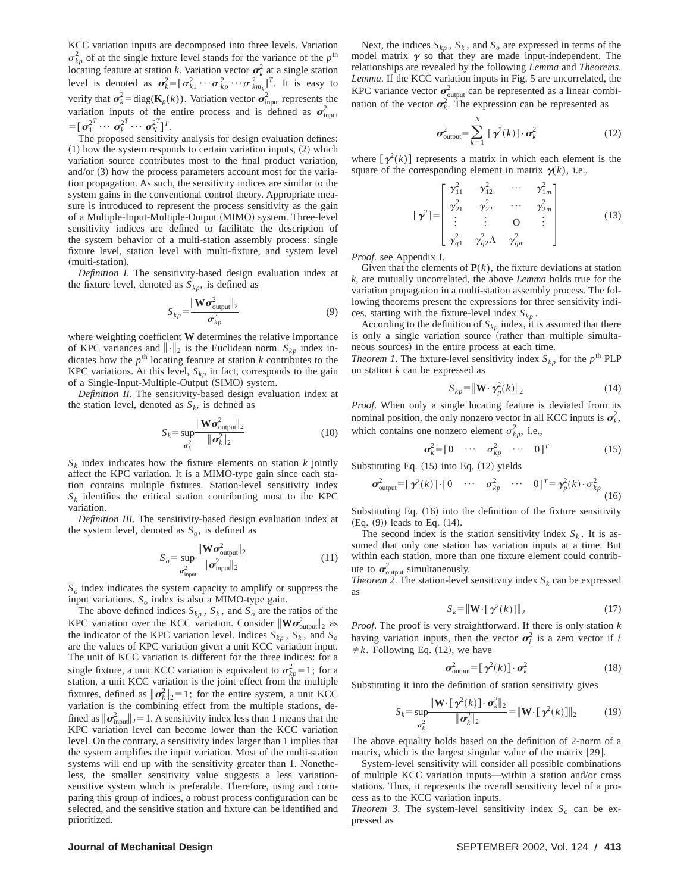KCC variation inputs are decomposed into three levels. Variation $\sigma_{kp}^2$ of at the single fixture level stands for the variance of the $p^{\text{th}}$ locating feature at station $k$. Variation vector $\boldsymbol{\sigma}_k^2$ at a single station level is denoted as $\boldsymbol{\sigma}_k^2=[\sigma_{k1}^2 \cdots \sigma_{kp}^2 \cdots \sigma_{km_k}^2]^T$. It is easy to verify that $\boldsymbol{\sigma}_k^2=\text{diag}(\mathbf{K}_p(k))$. Variation vector $\boldsymbol{\sigma}_{\text{input}}^2$ represents the variation inputs of the entire process and is defined as $\boldsymbol{\sigma}_{\text{input}}^2=[\boldsymbol{\sigma}_1^{2^T} \cdots \boldsymbol{\sigma}_k^{2^T} \cdots \boldsymbol{\sigma}_N^{2^T}]^T$.

The proposed sensitivity analysis for design evaluation defines: (1) how the system responds to certain variation inputs, (2) which variation source contributes most to the final product variation, and/or (3) how the process parameters account most for the variation propagation. As such, the sensitivity indices are similar to the system gains in the conventional control theory. Appropriate measure is introduced to represent the process sensitivity as the gain of a Multiple-Input-Multiple-Output (MIMO) system. Three-level sensitivity indices are defined to facilitate the description of the system behavior of a multi-station assembly process: single fixture level, station level with multi-fixture, and system level (multi-station).

*Definition I*. The sensitivity-based design evaluation index at the fixture level, denoted as $S_{kp}$, is defined as

$$S_{kp}=\frac{\|\mathbf{W}\boldsymbol{\sigma}_{\text{output}}^2\|_2}{\sigma_{kp}^2} \tag{9}$$

where weighting coefficient $\mathbf{W}$ determines the relative importance of KPC variances and $\|\cdot\|_2$ is the Euclidean norm. $S_{kp}$ index indicates how the $p^{\text{th}}$ locating feature at station $k$ contributes to the KPC variations. At this level, $S_{kp}$ in fact, corresponds to the gain of a Single-Input-Multiple-Output (SIMO) system.

*Definition II*. The sensitivity-based design evaluation index at the station level, denoted as $S_k$, is defined as

$$S_k=\sup_{\boldsymbol{\sigma}_k^2}\frac{\|\mathbf{W}\boldsymbol{\sigma}_{\text{output}}^2\|_2}{\|\boldsymbol{\sigma}_k^2\|_2} \tag{10}$$

$S_k$ index indicates how the fixture elements on station $k$ jointly affect the KPC variation. It is a MIMO-type gain since each station contains multiple fixtures. Station-level sensitivity index $S_k$ identifies the critical station contributing most to the KPC variation.

*Definition III*. The sensitivity-based design evaluation index at the system level, denoted as $S_o$, is defined as

$$S_o=\sup_{\boldsymbol{\sigma}_{\text{input}}^2}\frac{\|\mathbf{W}\boldsymbol{\sigma}_{\text{output}}^2\|_2}{\|\boldsymbol{\sigma}_{\text{input}}^2\|_2} \tag{11}$$

$S_o$ index indicates the system capacity to amplify or suppress the input variations. $S_o$ index is also a MIMO-type gain.

The above defined indices $S_{kp}$, $S_k$, and $S_o$ are the ratios of the KPC variation over the KCC variation. Consider $\|\mathbf{W}\boldsymbol{\sigma}_{\text{output}}^2\|_2$ as the indicator of the KPC variation level. Indices $S_{kp}$, $S_k$, and $S_o$ are the values of KPC variation given a unit KCC variation input. The unit of KCC variation is different for the three indices: for a single fixture, a unit KCC variation is equivalent to $\sigma_{kp}^2=1$; for a station, a unit KCC variation is the joint effect from the multiple fixtures, defined as $\|\boldsymbol{\sigma}_k^2\|_2=1$; for the entire system, a unit KCC variation is the combining effect from the multiple stations, defined as $\|\boldsymbol{\sigma}_{\text{input}}^2\|_2=1$. A sensitivity index less than 1 means that the KPC variation level can become lower than the KCC variation level. On the contrary, a sensitivity index larger than 1 implies that the system amplifies the input variation. Most of the multi-station systems will end up with the sensitivity greater than 1. Nonetheless, the smaller sensitivity value suggests a less variation-sensitive system which is preferable. Therefore, using and comparing this group of indices, a robust process configuration can be selected, and the sensitive station and fixture can be identified and prioritized.

Next, the indices $S_{kp}$, $S_k$, and $S_o$ are expressed in terms of the model matrix $\boldsymbol{\gamma}$ so that they are made input-independent. The relationships are revealed by the following *Lemma* and *Theorems*.

*Lemma*. If the KCC variation inputs in Fig. 5 are uncorrelated, the KPC variance vector $\boldsymbol{\sigma}_{\text{output}}^2$ can be represented as a linear combination of the vector $\boldsymbol{\sigma}_k^2$. The expression can be represented as

$$\boldsymbol{\sigma}_{\text{output}}^2=\sum_{k=1}^{N}[\boldsymbol{\gamma}^2(k)]\cdot\boldsymbol{\sigma}_k^2 \tag{12}$$

where $[\boldsymbol{\gamma}^2(k)]$ represents a matrix in which each element is the square of the corresponding element in matrix $\boldsymbol{\gamma}(k)$, i.e.,

$$[\boldsymbol{\gamma}^2]=\begin{bmatrix} \gamma_{11}^2 & \gamma_{12}^2 & \cdots & \gamma_{1m}^2 \\ \gamma_{21}^2 & \gamma_{22}^2 & \cdots & \gamma_{2m}^2 \\ \vdots & \vdots & \text{O} & \vdots \\ \gamma_{q1}^2 & \gamma_{q2}^2\Lambda & \gamma_{qm}^2 & \end{bmatrix} \tag{13}$$

*Proof*. see Appendix I.

Given that the elements of $\mathbf{P}(k)$, the fixture deviations at station $k$, are mutually uncorrelated, the above *Lemma* holds true for the variation propagation in a multi-station assembly process. The following theorems present the expressions for three sensitivity indices, starting with the fixture-level index $S_{kp}$.

According to the definition of $S_{kp}$ index, it is assumed that there is only a single variation source (rather than multiple simultaneous sources) in the entire process at each time.

*Theorem 1*. The fixture-level sensitivity index $S_{kp}$ for the $p^{\text{th}}$ PLP on station $k$ can be expressed as

$$S_{kp}=\|\mathbf{W}\cdot\boldsymbol{\gamma}_p^2(k)\|_2 \tag{14}$$

*Proof*. When only a single locating feature is deviated from its nominal position, the only nonzero vector in all KCC inputs is $\boldsymbol{\sigma}_k^2$, which contains one nonzero element $\sigma_{kp}^2$, i.e.,

$$\boldsymbol{\sigma}_k^2=[0 \quad \cdots \quad \sigma_{kp}^2 \quad \cdots \quad 0]^T \tag{15}$$

Substituting Eq. (15) into Eq. (12) yields

$$\boldsymbol{\sigma}_{\text{output}}^2=[\boldsymbol{\gamma}^2(k)]\cdot[0 \quad \cdots \quad \sigma_{kp}^2 \quad \cdots \quad 0]^T=\boldsymbol{\gamma}_p^2(k)\cdot\sigma_{kp}^2 \tag{16}$$

Substituting Eq. (16) into the definition of the fixture sensitivity (Eq. (9)) leads to Eq. (14).

The second index is the station sensitivity index $S_k$. It is assumed that only one station has variation inputs at a time. But within each station, more than one fixture element could contribute to $\boldsymbol{\sigma}_{\text{output}}^2$ simultaneously.

*Theorem 2*. The station-level sensitivity index $S_k$ can be expressed as

$$S_k=\|\mathbf{W}\cdot[\boldsymbol{\gamma}^2(k)]\|_2 \tag{17}$$

*Proof*. The proof is very straightforward. If there is only station $k$ having variation inputs, then the vector $\boldsymbol{\sigma}_i^2$ is a zero vector if $i \neq k$. Following Eq. (12), we have

$$\boldsymbol{\sigma}_{\text{output}}^2=[\boldsymbol{\gamma}^2(k)]\cdot\boldsymbol{\sigma}_k^2 \tag{18}$$

Substituting it into the definition of station sensitivity gives

$$S_k=\sup_{\boldsymbol{\sigma}_k^2}\frac{\|\mathbf{W}\cdot[\boldsymbol{\gamma}^2(k)]\cdot\boldsymbol{\sigma}_k^2\|_2}{\|\boldsymbol{\sigma}_k^2\|_2}=\|\mathbf{W}\cdot[\boldsymbol{\gamma}^2(k)]\|_2 \tag{19}$$

The above equality holds based on the definition of 2-norm of a matrix, which is the largest singular value of the matrix [29].

System-level sensitivity will consider all possible combinations of multiple KCC variation inputs—within a station and/or cross stations. Thus, it represents the overall sensitivity level of a process as to the KCC variation inputs.

*Theorem 3*. The system-level sensitivity index $S_o$ can be expressed as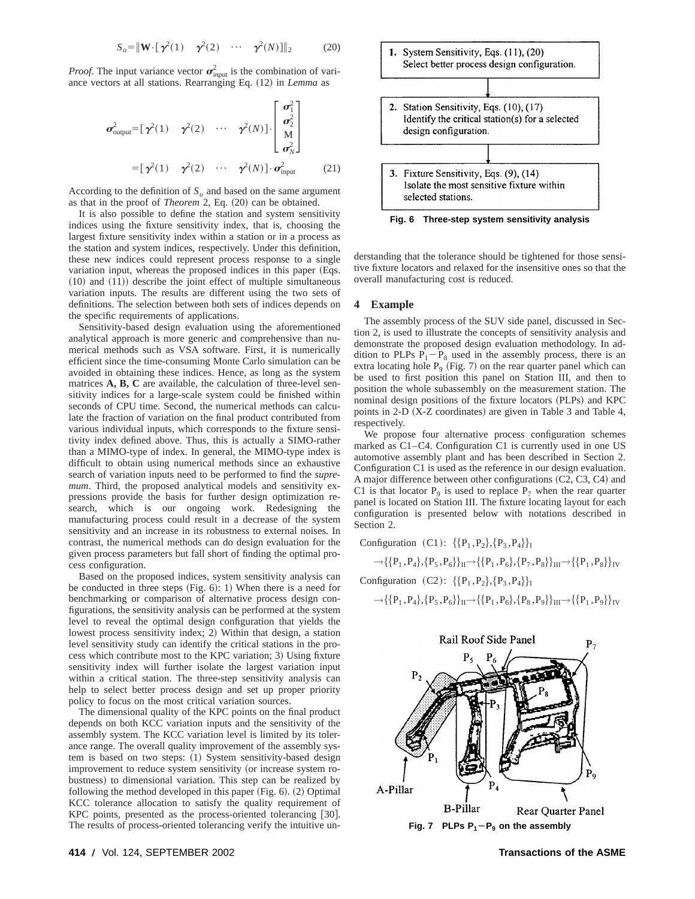$$S_o = \|\mathbf{W}\cdot[\boldsymbol{\gamma}^2(1) \quad \boldsymbol{\gamma}^2(2) \quad \cdots \quad \boldsymbol{\gamma}^2(N)]\|_2 \tag{20}$$

*Proof*. The input variance vector $\boldsymbol{\sigma}^2_{\text{input}}$ is the combination of variance vectors at all stations. Rearranging Eq. (12) in *Lemma* as

$$\boldsymbol{\sigma}^2_{\text{output}} = [\boldsymbol{\gamma}^2(1) \quad \boldsymbol{\gamma}^2(2) \quad \cdots \quad \boldsymbol{\gamma}^2(N)]\cdot\begin{bmatrix}\boldsymbol{\sigma}_1^2\\ \boldsymbol{\sigma}_2^2\\ \text{M}\\ \boldsymbol{\sigma}_N^2\end{bmatrix}$$

$$= [\boldsymbol{\gamma}^2(1) \quad \boldsymbol{\gamma}^2(2) \quad \cdots \quad \boldsymbol{\gamma}^2(N)]\cdot\boldsymbol{\sigma}^2_{\text{input}} \tag{21}$$

According to the definition of $S_o$ and based on the same argument as that in the proof of *Theorem* 2, Eq. (20) can be obtained.

It is also possible to define the station and system sensitivity indices using the fixture sensitivity index, that is, choosing the largest fixture sensitivity index within a station or in a process as the station and system indices, respectively. Under this definition, these new indices could represent process response to a single variation input, whereas the proposed indices in this paper (Eqs. (10) and (11)) describe the joint effect of multiple simultaneous variation inputs. The results are different using the two sets of definitions. The selection between both sets of indices depends on the specific requirements of applications.

Sensitivity-based design evaluation using the aforementioned analytical approach is more generic and comprehensive than numerical methods such as VSA software. First, it is numerically efficient since the time-consuming Monte Carlo simulation can be avoided in obtaining these indices. Hence, as long as the system matrices **A, B, C** are available, the calculation of three-level sensitivity indices for a large-scale system could be finished within seconds of CPU time. Second, the numerical methods can calculate the fraction of variation on the final product contributed from various individual inputs, which corresponds to the fixture sensitivity index defined above. Thus, this is actually a SIMO-rather than a MIMO-type of index. In general, the MIMO-type index is difficult to obtain using numerical methods since an exhaustive search of variation inputs need to be performed to find the *supremum*. Third, the proposed analytical models and sensitivity expressions provide the basis for further design optimization research, which is our ongoing work. Redesigning the manufacturing process could result in a decrease of the system sensitivity and an increase in its robustness to external noises. In contrast, the numerical methods can do design evaluation for the given process parameters but fall short of finding the optimal process configuration.

Based on the proposed indices, system sensitivity analysis can be conducted in three steps (Fig. 6): 1) When there is a need for benchmarking or comparison of alternative process design configurations, the sensitivity analysis can be performed at the system level to reveal the optimal design configuration that yields the lowest process sensitivity index; 2) Within that design, a station level sensitivity study can identify the critical stations in the process which contribute most to the KPC variation; 3) Using fixture sensitivity index will further isolate the largest variation input within a critical station. The three-step sensitivity analysis can help to select better process design and set up proper priority policy to focus on the most critical variation sources.

The dimensional quality of the KPC points on the final product depends on both KCC variation inputs and the sensitivity of the assembly system. The KCC variation level is limited by its tolerance range. The overall quality improvement of the assembly system is based on two steps: (1) System sensitivity-based design improvement to reduce system sensitivity (or increase system robustness) to dimensional variation. This step can be realized by following the method developed in this paper (Fig. 6). (2) Optimal KCC tolerance allocation to satisfy the quality requirement of KPC points, presented as the process-oriented tolerancing [30]. The results of process-oriented tolerancing verify the intuitive understanding that the tolerance should be tightened for those sensitive fixture locators and relaxed for the insensitive ones so that the overall manufacturing cost is reduced.

**1.** System Sensitivity, Eqs. (11), (20)
Select better process design configuration.

**2.** Station Sensitivity, Eqs. (10), (17)
Identify the critical station(s) for a selected design configuration.

**3.** Fixture Sensitivity, Eqs. (9), (14)
Isolate the most sensitive fixture within selected stations.

**Fig. 6 Three-step system sensitivity analysis**

## 4 Example

The assembly process of the SUV side panel, discussed in Section 2, is used to illustrate the concepts of sensitivity analysis and demonstrate the proposed design evaluation methodology. In addition to PLPs $P_1-P_8$ used in the assembly process, there is an extra locating hole $P_9$ (Fig. 7) on the rear quarter panel which can be used to first position this panel on Station III, and then to position the whole subassembly on the measurement station. The nominal design positions of the fixture locators (PLPs) and KPC points in 2-D (X-Z coordinates) are given in Table 3 and Table 4, respectively.

We propose four alternative process configuration schemes marked as C1–C4. Configuration C1 is currently used in one US automotive assembly plant and has been described in Section 2. Configuration C1 is used as the reference in our design evaluation. A major difference between other configurations (C2, C3, C4) and C1 is that locator $P_9$ is used to replace $P_7$ when the rear quarter panel is located on Station III. The fixture locating layout for each configuration is presented below with notations described in Section 2.

$$\text{Configuration (C1): } \{\{P_1,P_2\},\{P_3,P_4\}\}_{\text{I}}$$
$$\rightarrow\{\{P_1,P_4\},\{P_5,P_6\}\}_{\text{II}}\rightarrow\{\{P_1,P_6\},\{P_7,P_8\}\}_{\text{III}}\rightarrow\{\{P_1,P_8\}\}_{\text{IV}}$$

$$\text{Configuration (C2): } \{\{P_1,P_2\},\{P_3,P_4\}\}_{\text{I}}$$
$$\rightarrow\{\{P_1,P_4\},\{P_5,P_6\}\}_{\text{II}}\rightarrow\{\{P_1,P_6\},\{P_8,P_9\}\}_{\text{III}}\rightarrow\{\{P_1,P_9\}\}_{\text{IV}}$$

Rail Roof Side Panel
$P_1$ $P_2$ $P_3$ $P_4$ $P_5$ $P_6$ $P_7$ $P_8$ $P_9$
A-Pillar
B-Pillar
Rear Quarter Panel

**Fig. 7 PLPs $P_1-P_9$ on the assembly**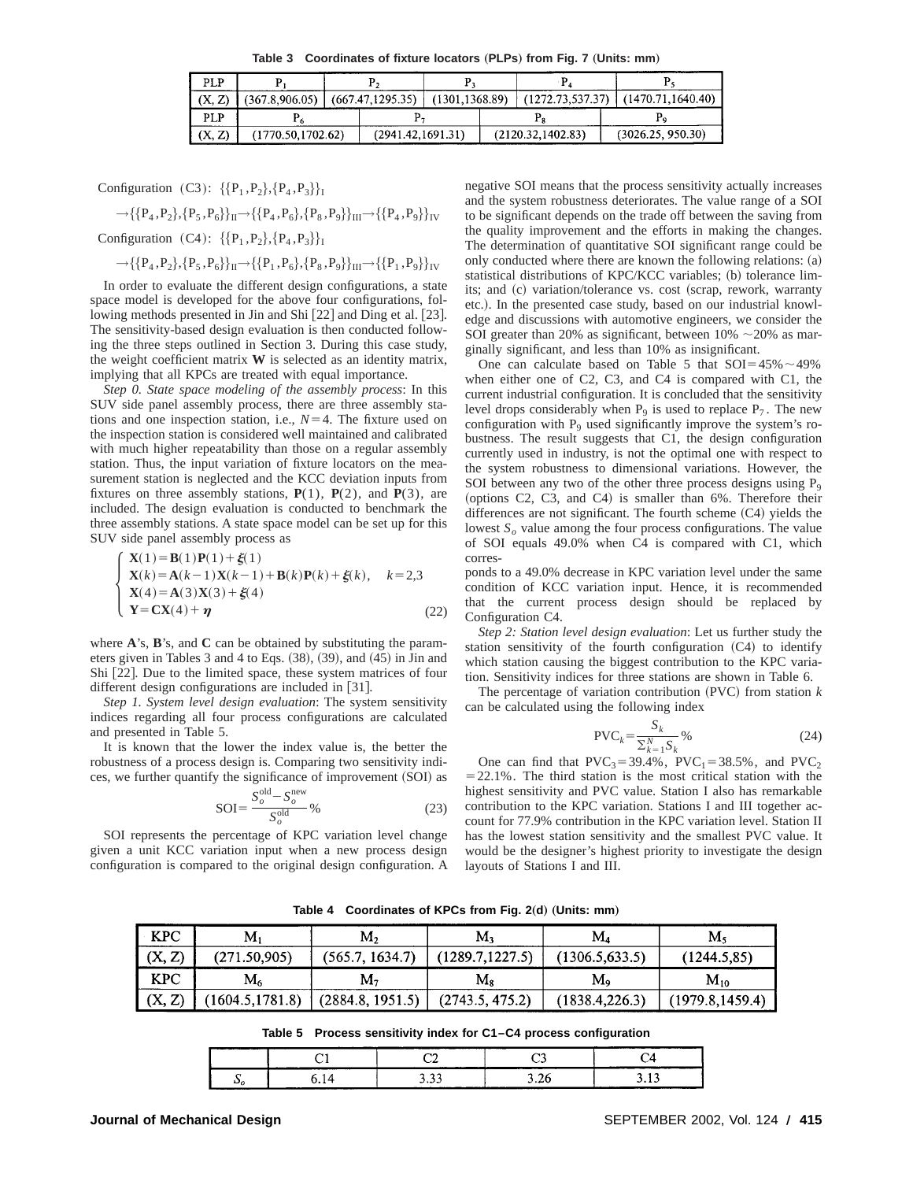**Table 3 Coordinates of fixture locators (PLPs) from Fig. 7 (Units: mm)**

| PLP | $P_1$ | $P_2$ | $P_3$ | $P_4$ | $P_5$ |
|---|---|---|---|---|---|
| (X, Z) | (367.8,906.05) | (667.47,1295.35) | (1301,1368.89) | (1272.73,537.37) | (1470.71,1640.40) |
| PLP | $P_6$ | $P_7$ | $P_8$ | $P_9$ | |
| (X, Z) | (1770.50,1702.62) | (2941.42,1691.31) | (2120.32,1402.83) | (3026.25, 950.30) | |

Configuration (C3): $\{\{P_1,P_2\},\{P_4,P_3\}\}_{\mathrm{I}}$

$\rightarrow\{\{P_4,P_2\},\{P_5,P_6\}\}_{\mathrm{II}}\rightarrow\{\{P_4,P_6\},\{P_8,P_9\}\}_{\mathrm{III}}\rightarrow\{\{P_4,P_9\}\}_{\mathrm{IV}}$

Configuration (C4): $\{\{P_1,P_2\},\{P_4,P_3\}\}_{\mathrm{I}}$

$\rightarrow\{\{P_4,P_2\},\{P_5,P_6\}\}_{\mathrm{II}}\rightarrow\{\{P_1,P_6\},\{P_8,P_9\}\}_{\mathrm{III}}\rightarrow\{\{P_1,P_9\}\}_{\mathrm{IV}}$

In order to evaluate the different design configurations, a state space model is developed for the above four configurations, following methods presented in Jin and Shi [22] and Ding et al. [23]. The sensitivity-based design evaluation is then conducted following the three steps outlined in Section 3. During this case study, the weight coefficient matrix $\mathbf{W}$ is selected as an identity matrix, implying that all KPCs are treated with equal importance.

*Step 0. State space modeling of the assembly process*: In this SUV side panel assembly process, there are three assembly stations and one inspection station, i.e., $N=4$. The fixture used on the inspection station is considered well maintained and calibrated with much higher repeatability than those on a regular assembly station. Thus, the input variation of fixture locators on the measurement station is neglected and the KCC deviation inputs from fixtures on three assembly stations, $\mathbf{P}(1)$, $\mathbf{P}(2)$, and $\mathbf{P}(3)$, are included. The design evaluation is conducted to benchmark the three assembly stations. A state space model can be set up for this SUV side panel assembly process as

$$\begin{cases} \mathbf{X}(1)=\mathbf{B}(1)\mathbf{P}(1)+\boldsymbol{\xi}(1) \\ \mathbf{X}(k)=\mathbf{A}(k-1)\mathbf{X}(k-1)+\mathbf{B}(k)\mathbf{P}(k)+\boldsymbol{\xi}(k), \quad k=2,3 \\ \mathbf{X}(4)=\mathbf{A}(3)\mathbf{X}(3)+\boldsymbol{\xi}(4) \\ \mathbf{Y}=\mathbf{C}\mathbf{X}(4)+\boldsymbol{\eta} \end{cases} \tag{22}$$

where $\mathbf{A}$'s, $\mathbf{B}$'s, and $\mathbf{C}$ can be obtained by substituting the parameters given in Tables 3 and 4 to Eqs. (38), (39), and (45) in Jin and Shi [22]. Due to the limited space, these system matrices of four different design configurations are included in [31].

*Step 1. System level design evaluation*: The system sensitivity indices regarding all four process configurations are calculated and presented in Table 5.

It is known that the lower the index value is, the better the robustness of a process design is. Comparing two sensitivity indices, we further quantify the significance of improvement (SOI) as

$$\mathrm{SOI}=\frac{S_o^{\mathrm{old}}-S_o^{\mathrm{new}}}{S_o^{\mathrm{old}}}\% \tag{23}$$

SOI represents the percentage of KPC variation level change given a unit KCC variation input when a new process design configuration is compared to the original design configuration. A negative SOI means that the process sensitivity actually increases and the system robustness deteriorates. The value range of a SOI to be significant depends on the trade off between the saving from the quality improvement and the efforts in making the changes. The determination of quantitative SOI significant range could be only conducted where there are known the following relations: (a) statistical distributions of KPC/KCC variables; (b) tolerance limits; and (c) variation/tolerance vs. cost (scrap, rework, warranty etc.). In the presented case study, based on our industrial knowledge and discussions with automotive engineers, we consider the SOI greater than 20% as significant, between 10% ~20% as marginally significant, and less than 10% as insignificant.

One can calculate based on Table 5 that SOI=45%~49% when either one of C2, C3, and C4 is compared with C1, the current industrial configuration. It is concluded that the sensitivity level drops considerably when $P_9$ is used to replace $P_7$. The new configuration with $P_9$ used significantly improve the system's robustness. The result suggests that C1, the design configuration currently used in industry, is not the optimal one with respect to the system robustness to dimensional variations. However, the SOI between any two of the other three process designs using $P_9$ (options C2, C3, and C4) is smaller than 6%. Therefore their differences are not significant. The fourth scheme (C4) yields the lowest $S_o$ value among the four process configurations. The value of SOI equals 49.0% when C4 is compared with C1, which corresponds to a 49.0% decrease in KPC variation level under the same condition of KCC variation input. Hence, it is recommended that the current process design should be replaced by Configuration C4.

*Step 2: Station level design evaluation*: Let us further study the station sensitivity of the fourth configuration (C4) to identify which station causing the biggest contribution to the KPC variation. Sensitivity indices for three stations are shown in Table 6.

The percentage of variation contribution (PVC) from station $k$ can be calculated using the following index

$$\mathrm{PVC}_k=\frac{S_k}{\sum_{k=1}^{N} S_k}\% \tag{24}$$

One can find that $\mathrm{PVC}_3=39.4\%$, $\mathrm{PVC}_1=38.5\%$, and $\mathrm{PVC}_2=22.1\%$. The third station is the most critical station with the highest sensitivity and PVC value. Station I also has remarkable contribution to the KPC variation. Stations I and III together account for 77.9% contribution in the KPC variation level. Station II has the lowest station sensitivity and the smallest PVC value. It would be the designer's highest priority to investigate the design layouts of Stations I and III.

**Table 4 Coordinates of KPCs from Fig. 2(d) (Units: mm)**

| KPC | $M_1$ | $M_2$ | $M_3$ | $M_4$ | $M_5$ |
|---|---|---|---|---|---|
| (X, Z) | (271.50,905) | (565.7, 1634.7) | (1289.7,1227.5) | (1306.5,633.5) | (1244.5,85) |
| KPC | $M_6$ | $M_7$ | $M_8$ | $M_9$ | $M_{10}$ |
| (X, Z) | (1604.5,1781.8) | (2884.8, 1951.5) | (2743.5, 475.2) | (1838.4,226.3) | (1979.8,1459.4) |

**Table 5 Process sensitivity index for C1–C4 process configuration**

| | C1 | C2 | C3 | C4 |
|---|---|---|---|---|
| $S_o$ | 6.14 | 3.33 | 3.26 | 3.13 |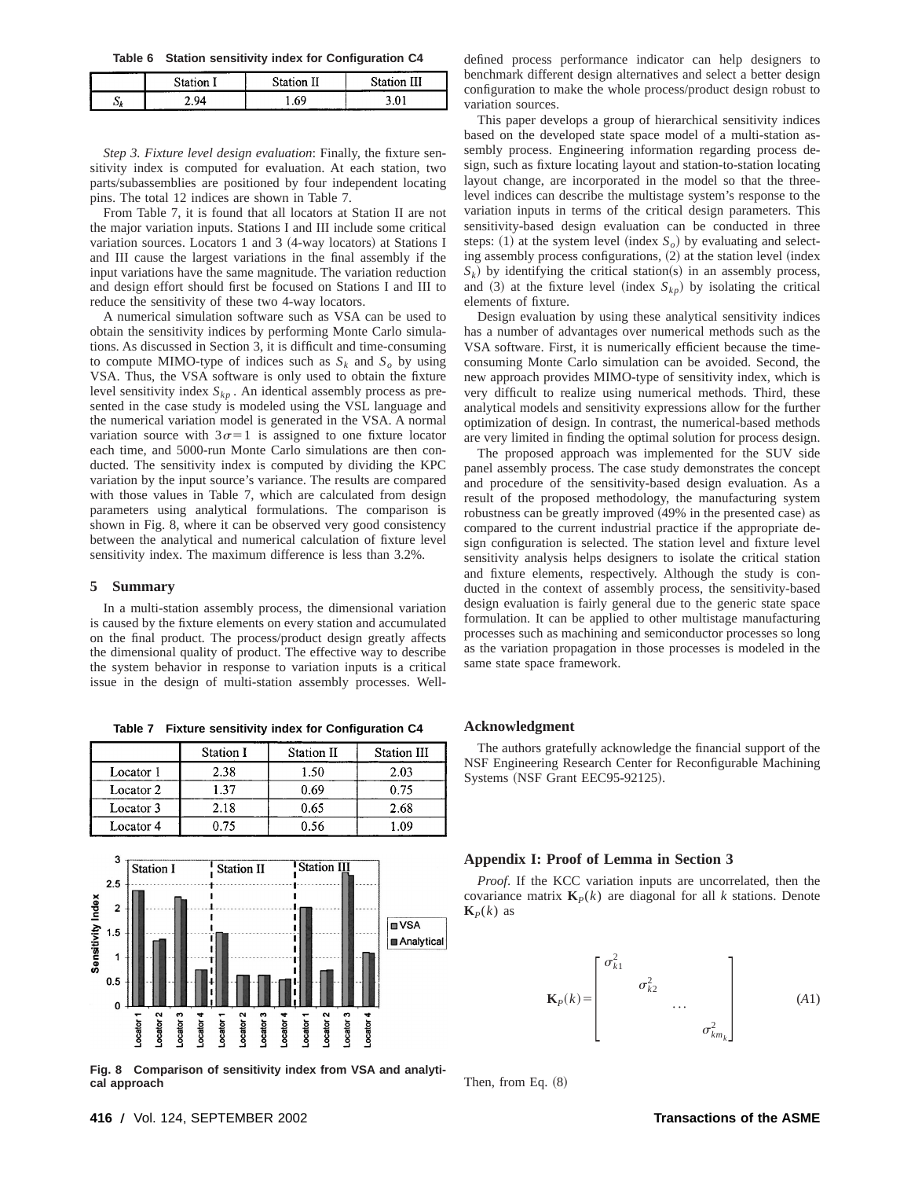**Table 6 Station sensitivity index for Configuration C4**

| | Station I | Station II | Station III |
|---|---|---|---|
| $S_k$ | 2.94 | 1.69 | 3.01 |

*Step 3. Fixture level design evaluation*: Finally, the fixture sensitivity index is computed for evaluation. At each station, two parts/subassemblies are positioned by four independent locating pins. The total 12 indices are shown in Table 7.

From Table 7, it is found that all locators at Station II are not the major variation inputs. Stations I and III include some critical variation sources. Locators 1 and 3 (4-way locators) at Stations I and III cause the largest variations in the final assembly if the input variations have the same magnitude. The variation reduction and design effort should first be focused on Stations I and III to reduce the sensitivity of these two 4-way locators.

A numerical simulation software such as VSA can be used to obtain the sensitivity indices by performing Monte Carlo simulations. As discussed in Section 3, it is difficult and time-consuming to compute MIMO-type of indices such as $S_k$ and $S_o$ by using VSA. Thus, the VSA software is only used to obtain the fixture level sensitivity index $S_{kp}$. An identical assembly process as presented in the case study is modeled using the VSL language and the numerical variation model is generated in the VSA. A normal variation source with $3\sigma=1$ is assigned to one fixture locator each time, and 5000-run Monte Carlo simulations are then conducted. The sensitivity index is computed by dividing the KPC variation by the input source's variance. The results are compared with those values in Table 7, which are calculated from design parameters using analytical formulations. The comparison is shown in Fig. 8, where it can be observed very good consistency between the analytical and numerical calculation of fixture level sensitivity index. The maximum difference is less than 3.2%.

## 5 Summary

In a multi-station assembly process, the dimensional variation is caused by the fixture elements on every station and accumulated on the final product. The process/product design greatly affects the dimensional quality of product. The effective way to describe the system behavior in response to variation inputs is a critical issue in the design of multi-station assembly processes. Well-defined process performance indicator can help designers to benchmark different design alternatives and select a better design configuration to make the whole process/product design robust to variation sources.

This paper develops a group of hierarchical sensitivity indices based on the developed state space model of a multi-station assembly process. Engineering information regarding process design, such as fixture locating layout and station-to-station locating layout change, are incorporated in the model so that the three-level indices can describe the multistage system's response to the variation inputs in terms of the critical design parameters. This sensitivity-based design evaluation can be conducted in three steps: (1) at the system level (index $S_o$) by evaluating and selecting assembly process configurations, (2) at the station level (index $S_k$) by identifying the critical station(s) in an assembly process, and (3) at the fixture level (index $S_{kp}$) by isolating the critical elements of fixture.

Design evaluation by using these analytical sensitivity indices has a number of advantages over numerical methods such as the VSA software. First, it is numerically efficient because the time-consuming Monte Carlo simulation can be avoided. Second, the new approach provides MIMO-type of sensitivity index, which is very difficult to realize using numerical methods. Third, these analytical models and sensitivity expressions allow for the further optimization of design. In contrast, the numerical-based methods are very limited in finding the optimal solution for process design.

The proposed approach was implemented for the SUV side panel assembly process. The case study demonstrates the concept and procedure of the sensitivity-based design evaluation. As a result of the proposed methodology, the manufacturing system robustness can be greatly improved (49% in the presented case) as compared to the current industrial practice if the appropriate design configuration is selected. The station level and fixture level sensitivity analysis helps designers to isolate the critical station and fixture elements, respectively. Although the study is conducted in the context of assembly process, the sensitivity-based design evaluation is fairly general due to the generic state space formulation. It can be applied to other multistage manufacturing processes such as machining and semiconductor processes so long as the variation propagation in those processes is modeled in the same state space framework.

**Table 7 Fixture sensitivity index for Configuration C4**

| | Station I | Station II | Station III |
|---|---|---|---|
| Locator 1 | 2.38 | 1.50 | 2.03 |
| Locator 2 | 1.37 | 0.69 | 0.75 |
| Locator 3 | 2.18 | 0.65 | 2.68 |
| Locator 4 | 0.75 | 0.56 | 1.09 |

**Fig. 8 Comparison of sensitivity index from VSA and analytical approach**

## Acknowledgment

The authors gratefully acknowledge the financial support of the NSF Engineering Research Center for Reconfigurable Machining Systems (NSF Grant EEC95-92125).

## Appendix I: Proof of Lemma in Section 3

*Proof*. If the KCC variation inputs are uncorrelated, then the covariance matrix $\mathbf{K}_P(k)$ are diagonal for all $k$ stations. Denote $\mathbf{K}_P(k)$ as

$$\mathbf{K}_P(k)=\begin{bmatrix} \sigma_{k1}^2 & & & \\ & \sigma_{k2}^2 & & \\ & & \cdots & \\ & & & \sigma_{km_k}^2 \end{bmatrix} \tag{A1}$$

Then, from Eq. (8)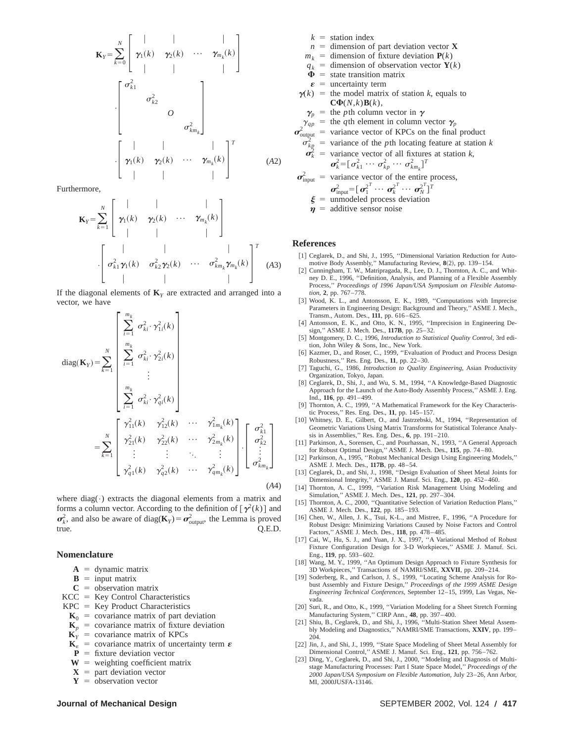$$
\mathbf{K}_Y = \sum_{k=0}^{N} \begin{bmatrix} | & | & & | \\ \boldsymbol{\gamma}_1(k) & \boldsymbol{\gamma}_2(k) & \cdots & \boldsymbol{\gamma}_{m_k}(k) \\ | & | & & | \end{bmatrix} \cdot \begin{bmatrix} \sigma_{k1}^2 & & & \\ & \sigma_{k2}^2 & & \\ & & O & \\ & & & \sigma_{km_k}^2 \end{bmatrix} \cdot \begin{bmatrix} | & | & & | \\ \boldsymbol{\gamma}_1(k) & \boldsymbol{\gamma}_2(k) & \cdots & \boldsymbol{\gamma}_{m_k}(k) \\ | & | & & | \end{bmatrix}^T \tag{A2}
$$

Furthermore,

$$
\mathbf{K}_Y = \sum_{k=1}^{N} \begin{bmatrix} | & | & & | \\ \boldsymbol{\gamma}_1(k) & \boldsymbol{\gamma}_2(k) & \cdots & \boldsymbol{\gamma}_{m_k}(k) \\ | & | & & | \end{bmatrix} \cdot \begin{bmatrix} | & | & & | \\ \sigma_{k1}^2 \boldsymbol{\gamma}_1(k) & \sigma_{k2}^2 \boldsymbol{\gamma}_2(k) & \cdots & \sigma_{km_k}^2 \boldsymbol{\gamma}_{m_k}(k) \\ | & | & & | \end{bmatrix}^T \tag{A3}
$$

If the diagonal elements of $\mathbf{K}_Y$ are extracted and arranged into a vector, we have

$$
\text{diag}(\mathbf{K}_Y) = \sum_{k=1}^{N} \begin{bmatrix} \sum_{i=1}^{m_k} \sigma_{ki}^2 \cdot \gamma_{1i}^2(k) \\ \sum_{i=1}^{m_k} \sigma_{ki}^2 \cdot \gamma_{2i}^2(k) \\ \vdots \\ \sum_{i=1}^{m_k} \sigma_{ki}^2 \cdot \gamma_{qi}^2(k) \end{bmatrix} = \sum_{k=1}^{N} \begin{bmatrix} \gamma_{11}^2(k) & \gamma_{12}^2(k) & \cdots & \gamma_{1m_k}^2(k) \\ \gamma_{21}^2(k) & \gamma_{22}^2(k) & \cdots & \gamma_{2m_k}^2(k) \\ \vdots & \vdots & \ddots & \vdots \\ \gamma_{q1}^2(k) & \gamma_{q2}^2(k) & \cdots & \gamma_{qm_k}^2(k) \end{bmatrix} \cdot \begin{bmatrix} \sigma_{k1}^2 \\ \sigma_{k2}^2 \\ \vdots \\ \sigma_{km_k}^2 \end{bmatrix} \tag{A4}
$$

where diag(·) extracts the diagonal elements from a matrix and forms a column vector. According to the definition of $[\boldsymbol{\gamma}^2(k)]$ and $\boldsymbol{\sigma}_k^2$, and also be aware of $\text{diag}(\mathbf{K}_Y) = \boldsymbol{\sigma}_{\text{output}}^2$, the Lemma is proved true. Q.E.D.

## Nomenclature

- $\mathbf{A}$ = dynamic matrix
- $\mathbf{B}$ = input matrix
- $\mathbf{C}$ = observation matrix
- KCC = Key Control Characteristics
- KPC = Key Product Characteristics
- $\mathbf{K}_0$ = covariance matrix of part deviation
- $\mathbf{K}_p$ = covariance matrix of fixture deviation
- $\mathbf{K}_Y$ = covariance matrix of KPCs
- $\mathbf{K}_\varepsilon$ = covariance matrix of uncertainty term $\boldsymbol{\varepsilon}$
- $\mathbf{P}$ = fixture deviation vector
- $\mathbf{W}$ = weighting coefficient matrix
- $\mathbf{X}$ = part deviation vector
- $\mathbf{Y}$ = observation vector
- $k$ = station index
- $n$ = dimension of part deviation vector $\mathbf{X}$
- $m_k$ = dimension of fixture deviation $\mathbf{P}(k)$
- $q_k$ = dimension of observation vector $\mathbf{Y}(k)$
- $\boldsymbol{\Phi}$ = state transition matrix
- $\boldsymbol{\varepsilon}$ = uncertainty term
- $\boldsymbol{\gamma}(k)$ = the model matrix of station $k$, equals to $\mathbf{C}\boldsymbol{\Phi}(N,k)\mathbf{B}(k)$,
- $\boldsymbol{\gamma}_p$ = the $p$th column vector in $\boldsymbol{\gamma}$
- $\gamma_{qp}$ = the $q$th element in column vector $\boldsymbol{\gamma}_p$
- $\boldsymbol{\sigma}_{\text{output}}^2$ = variance vector of KPCs on the final product
- $\sigma_{kp}^2$ = variance of the $p$th locating feature at station $k$
- $\boldsymbol{\sigma}_k^2$ = variance vector of all fixtures at station $k$, $\boldsymbol{\sigma}_k^2 = [\sigma_{k1}^2 \cdots \sigma_{kp}^2 \cdots \sigma_{km_k}^2]^T$
- $\boldsymbol{\sigma}_{\text{input}}^2$ = variance vector of the entire process, $\boldsymbol{\sigma}_{\text{input}}^2 = [\boldsymbol{\sigma}_1^{2^T} \cdots \boldsymbol{\sigma}_k^{2^T} \cdots \boldsymbol{\sigma}_N^{2^T}]^T$
- $\boldsymbol{\xi}$ = unmodeled process deviation
- $\boldsymbol{\eta}$ = additive sensor noise

## References

[1] Ceglarek, D., and Shi, J., 1995, "Dimensional Variation Reduction for Automotive Body Assembly," Manufacturing Review, **8**(2), pp. 139–154.

[2] Cunningham, T. W., Matripragada, R., Lee, D. J., Thornton, A. C., and Whitney D. E., 1996, "Definition, Analysis, and Planning of a Flexible Assembly Process," *Proceedings of 1996 Japan/USA Symposium on Flexible Automation*, **2**, pp. 767–778.

[3] Wood, K. L., and Antonsson, E. K., 1989, "Computations with Imprecise Parameters in Engineering Design: Background and Theory," ASME J. Mech., Transm., Autom. Des., **111**, pp. 616–625.

[4] Antonsson, E. K., and Otto, K. N., 1995, "Imprecision in Engineering Design," ASME J. Mech. Des., **117B**, pp. 25–32.

[5] Montgomery, D. C., 1996, *Introduction to Statistical Quality Control*, 3rd edition, John Wiley & Sons, Inc., New York.

[6] Kazmer, D., and Roser, C., 1999, "Evaluation of Product and Process Design Robustness," Res. Eng. Des., **11**, pp. 22–30.

[7] Taguchi, G., 1986, *Introduction to Quality Engineering*, Asian Productivity Organization, Tokyo, Japan.

[8] Ceglarek, D., Shi, J., and Wu, S. M., 1994, "A Knowledge-Based Diagnostic Approach for the Launch of the Auto-Body Assembly Process," ASME J. Eng. Ind., **116**, pp. 491–499.

[9] Thornton, A. C., 1999, "A Mathematical Framework for the Key Characteristic Process," Res. Eng. Des., **11**, pp. 145–157.

[10] Whitney, D. E., Gilbert, O., and Jastrzebski, M., 1994, "Representation of Geometric Variations Using Matrix Transforms for Statistical Tolerance Analysis in Assemblies," Res. Eng. Des., **6**, pp. 191–210.

[11] Parkinson, A., Sorensen, C., and Pourhassan, N., 1993, "A General Approach for Robust Optimal Design," ASME J. Mech. Des., **115**, pp. 74–80.

[12] Parkinson, A., 1995, "Robust Mechanical Design Using Engineering Models," ASME J. Mech. Des., **117B**, pp. 48–54.

[13] Ceglarek, D., and Shi, J., 1998, "Design Evaluation of Sheet Metal Joints for Dimensional Integrity," ASME J. Manuf. Sci. Eng., **120**, pp. 452–460.

[14] Thornton, A. C., 1999, "Variation Risk Management Using Modeling and Simulation," ASME J. Mech. Des., **121**, pp. 297–304.

[15] Thornton, A. C., 2000, "Quantitative Selection of Variation Reduction Plans," ASME J. Mech. Des., **122**, pp. 185–193.

[16] Chen, W., Allen, J. K., Tsui, K-L., and Mistree, F., 1996, "A Procedure for Robust Design: Minimizing Variations Caused by Noise Factors and Control Factors," ASME J. Mech. Des., **118**, pp. 478–485.

[17] Cai, W., Hu, S. J., and Yuan, J. X., 1997, "A Variational Method of Robust Fixture Configuration Design for 3-D Workpieces," ASME J. Manuf. Sci. Eng., **119**, pp. 593–602.

[18] Wang, M. Y., 1999, "An Optimum Design Approach to Fixture Synthesis for 3D Workpieces," Transactions of NAMRI/SME, **XXVII**, pp. 209–214.

[19] Soderberg, R., and Carlson, J. S., 1999, "Locating Scheme Analysis for Robust Assembly and Fixture Design," *Proceedings of the 1999 ASME Design Engineering Technical Conferences*, September 12–15, 1999, Las Vegas, Nevada.

[20] Suri, R., and Otto, K., 1999, "Variation Modeling for a Sheet Stretch Forming Manufacturing System," CIRP Ann., **48**, pp. 397–400.

[21] Shiu, B., Ceglarek, D., and Shi, J., 1996, "Multi-Station Sheet Metal Assembly Modeling and Diagnostics," NAMRI/SME Transactions, **XXIV**, pp. 199–204.

[22] Jin, J., and Shi, J., 1999, "State Space Modeling of Sheet Metal Assembly for Dimensional Control," ASME J. Manuf. Sci. Eng., **121**, pp. 756–762.

[23] Ding, Y., Ceglarek, D., and Shi, J., 2000, "Modeling and Diagnosis of Multistage Manufacturing Processes: Part I State Space Model," *Proceedings of the 2000 Japan/USA Symposium on Flexible Automation*, July 23–26, Ann Arbor, MI, 2000JUSFA-13146.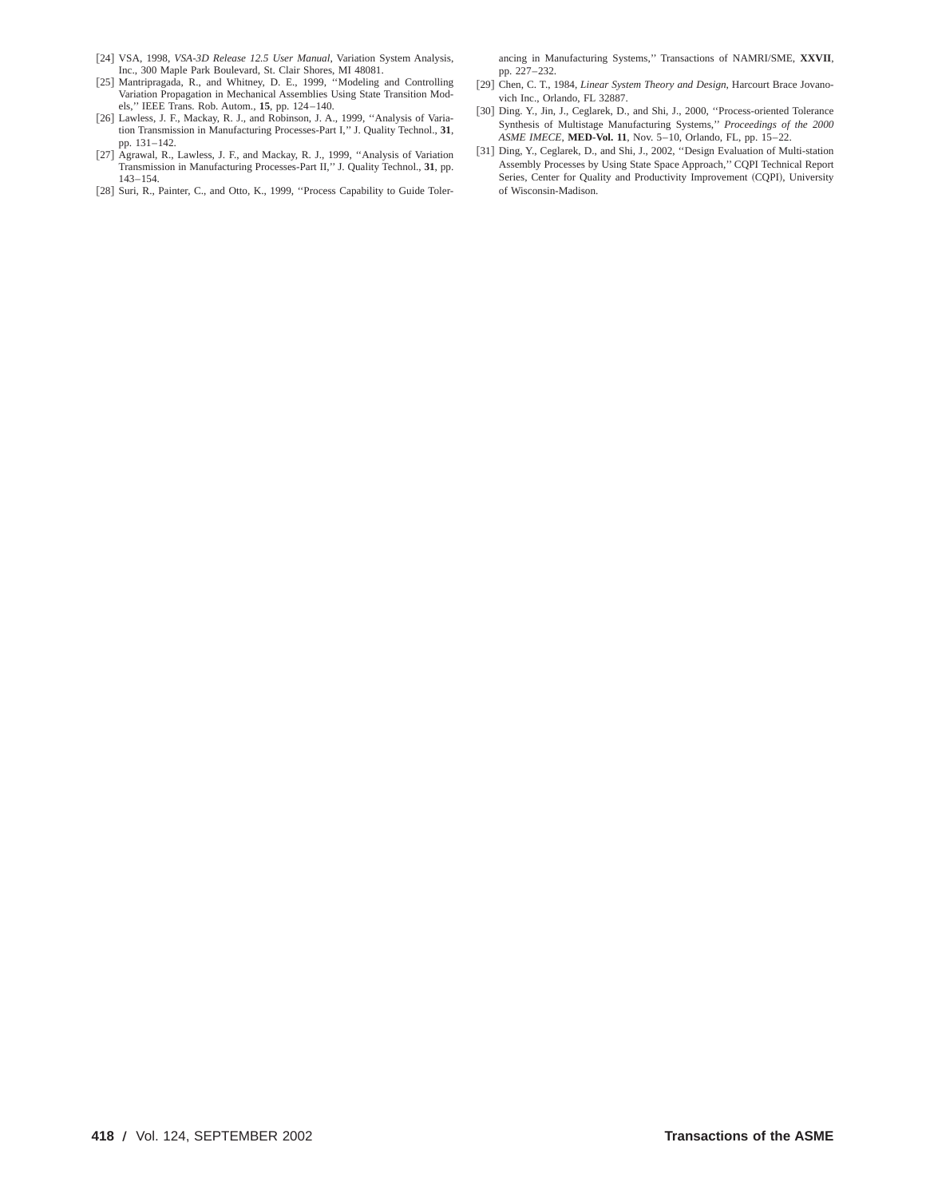[24] VSA, 1998, *VSA-3D Release 12.5 User Manual*, Variation System Analysis, Inc., 300 Maple Park Boulevard, St. Clair Shores, MI 48081.

[25] Mantripragada, R., and Whitney, D. E., 1999, "Modeling and Controlling Variation Propagation in Mechanical Assemblies Using State Transition Models," IEEE Trans. Rob. Autom., **15**, pp. 124–140.

[26] Lawless, J. F., Mackay, R. J., and Robinson, J. A., 1999, "Analysis of Variation Transmission in Manufacturing Processes-Part I," J. Quality Technol., **31**, pp. 131–142.

[27] Agrawal, R., Lawless, J. F., and Mackay, R. J., 1999, "Analysis of Variation Transmission in Manufacturing Processes-Part II," J. Quality Technol., **31**, pp. 143–154.

[28] Suri, R., Painter, C., and Otto, K., 1999, "Process Capability to Guide Tolerancing in Manufacturing Systems," Transactions of NAMRI/SME, **XXVII**, pp. 227–232.

[29] Chen, C. T., 1984, *Linear System Theory and Design*, Harcourt Brace Jovanovich Inc., Orlando, FL 32887.

[30] Ding. Y., Jin, J., Ceglarek, D., and Shi, J., 2000, "Process-oriented Tolerance Synthesis of Multistage Manufacturing Systems," *Proceedings of the 2000 ASME IMECE*, **MED-Vol. 11**, Nov. 5–10, Orlando, FL, pp. 15–22.

[31] Ding, Y., Ceglarek, D., and Shi, J., 2002, "Design Evaluation of Multi-station Assembly Processes by Using State Space Approach," CQPI Technical Report Series, Center for Quality and Productivity Improvement (CQPI), University of Wisconsin-Madison.